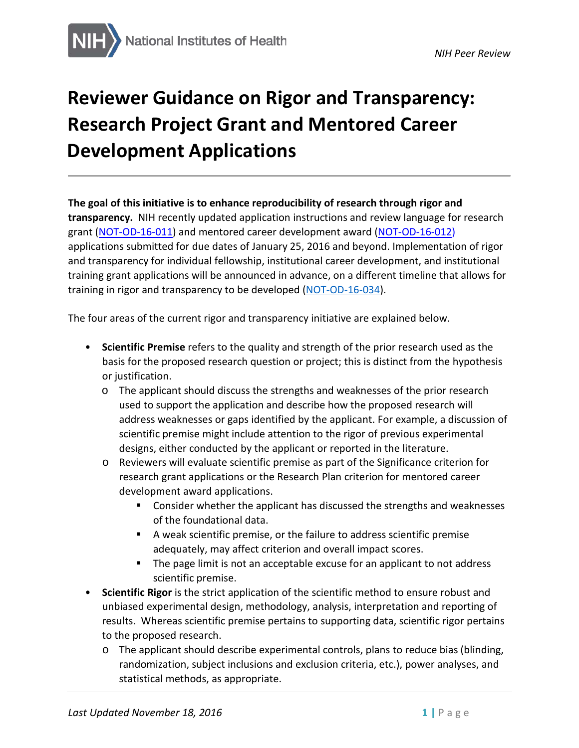# Reviewer Guidance on Rigor and Transparency: Research Project Grant and Mentored Career Development Applications

**The goal of this initiative is to enhance reproducibility of research through rigor and transparency.** NIH recently updated application instructions and review language for research grant ([NOT-OD-16-011](NOT-OD-16-011)) and mentored career development award ([NOT-OD-16-012](NOT-OD-16-012)) applications submitted for due dates of January 25, 2016 and beyond. Implementation of rigor and transparency for individual fellowship, institutional career development, and institutional training grant applications will be announced in advance, on a different timeline that allows for training in rigor and transparency to be developed ([NOT-OD-16-034](NOT-OD-16-034)).

The four areas of the current rigor and transparency initiative are explained below.

- **Scientific Premise** refers to the quality and strength of the prior research used as the basis for the proposed research question or project; this is distinct from the hypothesis or justification.
  - The applicant should discuss the strengths and weaknesses of the prior research used to support the application and describe how the proposed research will address weaknesses or gaps identified by the applicant. For example, a discussion of scientific premise might include attention to the rigor of previous experimental designs, either conducted by the applicant or reported in the literature.
  - Reviewers will evaluate scientific premise as part of the Significance criterion for research grant applications or the Research Plan criterion for mentored career development award applications.
    - Consider whether the applicant has discussed the strengths and weaknesses of the foundational data.
    - A weak scientific premise, or the failure to address scientific premise adequately, may affect criterion and overall impact scores.
    - The page limit is not an acceptable excuse for an applicant to not address scientific premise.
- **Scientific Rigor** is the strict application of the scientific method to ensure robust and unbiased experimental design, methodology, analysis, interpretation and reporting of results. Whereas scientific premise pertains to supporting data, scientific rigor pertains to the proposed research.
  - The applicant should describe experimental controls, plans to reduce bias (blinding, randomization, subject inclusions and exclusion criteria, etc.), power analyses, and statistical methods, as appropriate.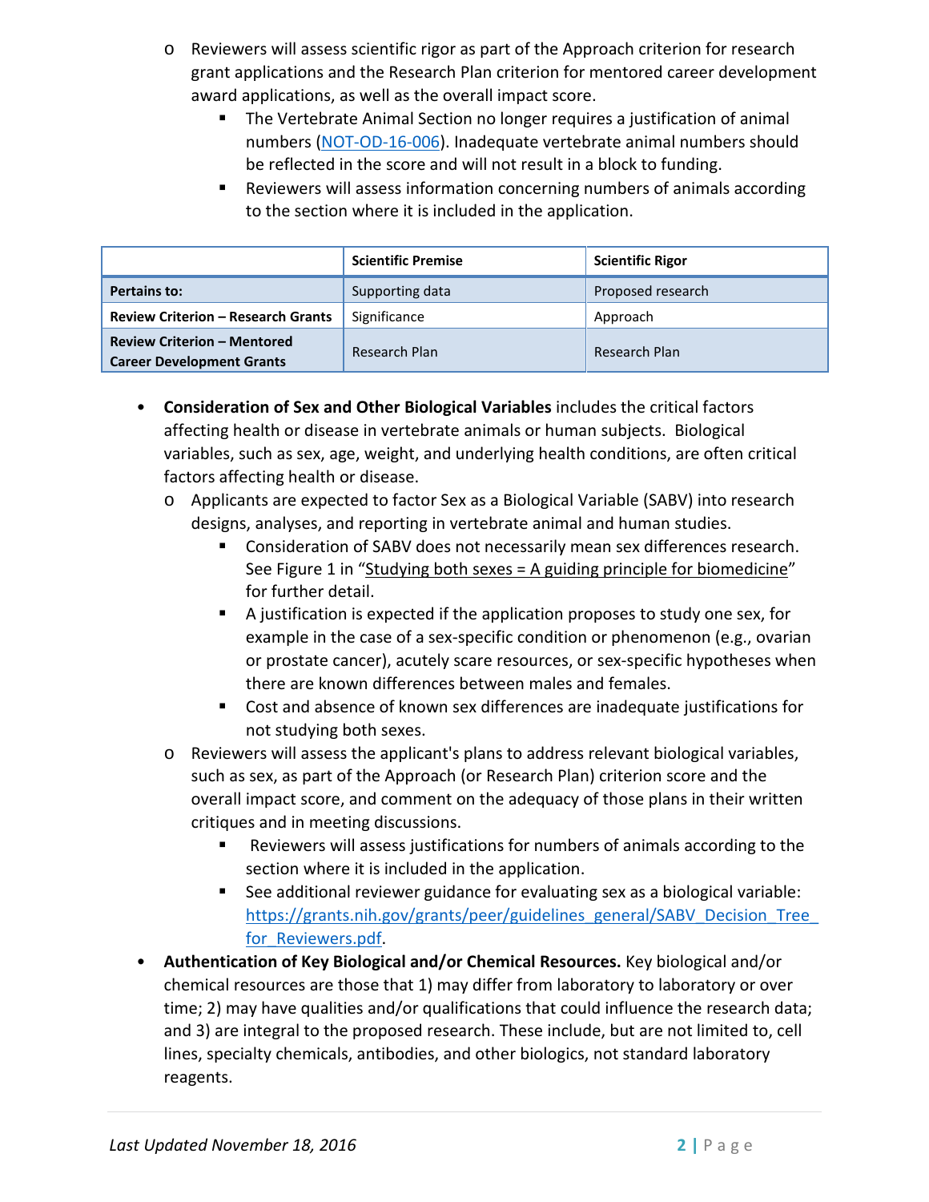- Reviewers will assess scientific rigor as part of the Approach criterion for research grant applications and the Research Plan criterion for mentored career development award applications, as well as the overall impact score.
     - The Vertebrate Animal Section no longer requires a justification of animal numbers (NOT-OD-16-006). Inadequate vertebrate animal numbers should be reflected in the score and will not result in a block to funding.
     - Reviewers will assess information concerning numbers of animals according to the section where it is included in the application.

| | Scientific Premise | Scientific Rigor |
|---|---|---|
| **Pertains to:** | Supporting data | Proposed research |
| **Review Criterion – Research Grants** | Significance | Approach |
| **Review Criterion – Mentored Career Development Grants** | Research Plan | Research Plan |

- **Consideration of Sex and Other Biological Variables** includes the critical factors affecting health or disease in vertebrate animals or human subjects. Biological variables, such as sex, age, weight, and underlying health conditions, are often critical factors affecting health or disease.
  - Applicants are expected to factor Sex as a Biological Variable (SABV) into research designs, analyses, and reporting in vertebrate animal and human studies.
    - Consideration of SABV does not necessarily mean sex differences research. See Figure 1 in "Studying both sexes = A guiding principle for biomedicine" for further detail.
    - A justification is expected if the application proposes to study one sex, for example in the case of a sex-specific condition or phenomenon (e.g., ovarian or prostate cancer), acutely scare resources, or sex-specific hypotheses when there are known differences between males and females.
    - Cost and absence of known sex differences are inadequate justifications for not studying both sexes.
  - Reviewers will assess the applicant's plans to address relevant biological variables, such as sex, as part of the Approach (or Research Plan) criterion score and the overall impact score, and comment on the adequacy of those plans in their written critiques and in meeting discussions.
    - Reviewers will assess justifications for numbers of animals according to the section where it is included in the application.
    - See additional reviewer guidance for evaluating sex as a biological variable: https://grants.nih.gov/grants/peer/guidelines_general/SABV_Decision_Tree_for_Reviewers.pdf.
- **Authentication of Key Biological and/or Chemical Resources.** Key biological and/or chemical resources are those that 1) may differ from laboratory to laboratory or over time; 2) may have qualities and/or qualifications that could influence the research data; and 3) are integral to the proposed research. These include, but are not limited to, cell lines, specialty chemicals, antibodies, and other biologics, not standard laboratory reagents.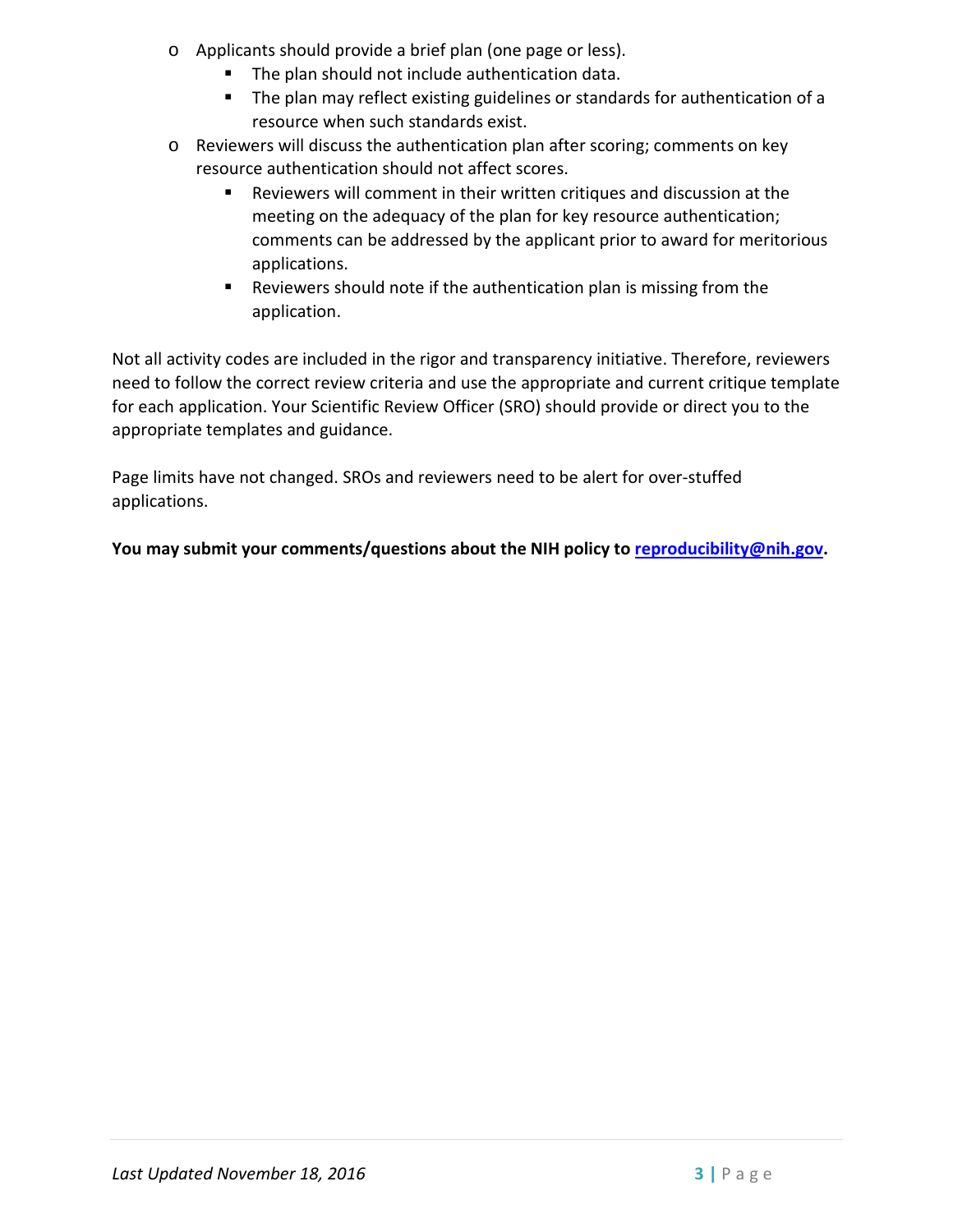- Applicants should provide a brief plan (one page or less).
    - The plan should not include authentication data.
    - The plan may reflect existing guidelines or standards for authentication of a resource when such standards exist.
  - Reviewers will discuss the authentication plan after scoring; comments on key resource authentication should not affect scores.
    - Reviewers will comment in their written critiques and discussion at the meeting on the adequacy of the plan for key resource authentication; comments can be addressed by the applicant prior to award for meritorious applications.
    - Reviewers should note if the authentication plan is missing from the application.

Not all activity codes are included in the rigor and transparency initiative. Therefore, reviewers need to follow the correct review criteria and use the appropriate and current critique template for each application. Your Scientific Review Officer (SRO) should provide or direct you to the appropriate templates and guidance.

Page limits have not changed. SROs and reviewers need to be alert for over-stuffed applications.

**You may submit your comments/questions about the NIH policy to [reproducibility@nih.gov](mailto:reproducibility@nih.gov).**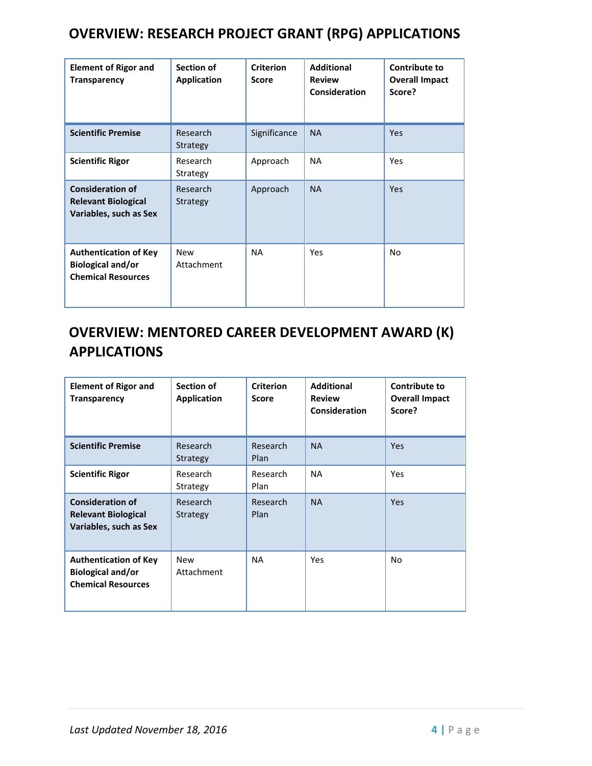## OVERVIEW: RESEARCH PROJECT GRANT (RPG) APPLICATIONS

| Element of Rigor and Transparency | Section of Application | Criterion Score | Additional Review Consideration | Contribute to Overall Impact Score? |
|---|---|---|---|---|
| **Scientific Premise** | Research Strategy | Significance | NA | Yes |
| **Scientific Rigor** | Research Strategy | Approach | NA | Yes |
| **Consideration of Relevant Biological Variables, such as Sex** | Research Strategy | Approach | NA | Yes |
| **Authentication of Key Biological and/or Chemical Resources** | New Attachment | NA | Yes | No |

## OVERVIEW: MENTORED CAREER DEVELOPMENT AWARD (K) APPLICATIONS

| Element of Rigor and Transparency | Section of Application | Criterion Score | Additional Review Consideration | Contribute to Overall Impact Score? |
|---|---|---|---|---|
| **Scientific Premise** | Research Strategy | Research Plan | NA | Yes |
| **Scientific Rigor** | Research Strategy | Research Plan | NA | Yes |
| **Consideration of Relevant Biological Variables, such as Sex** | Research Strategy | Research Plan | NA | Yes |
| **Authentication of Key Biological and/or Chemical Resources** | New Attachment | NA | Yes | No |

*Last Updated November 18, 2016*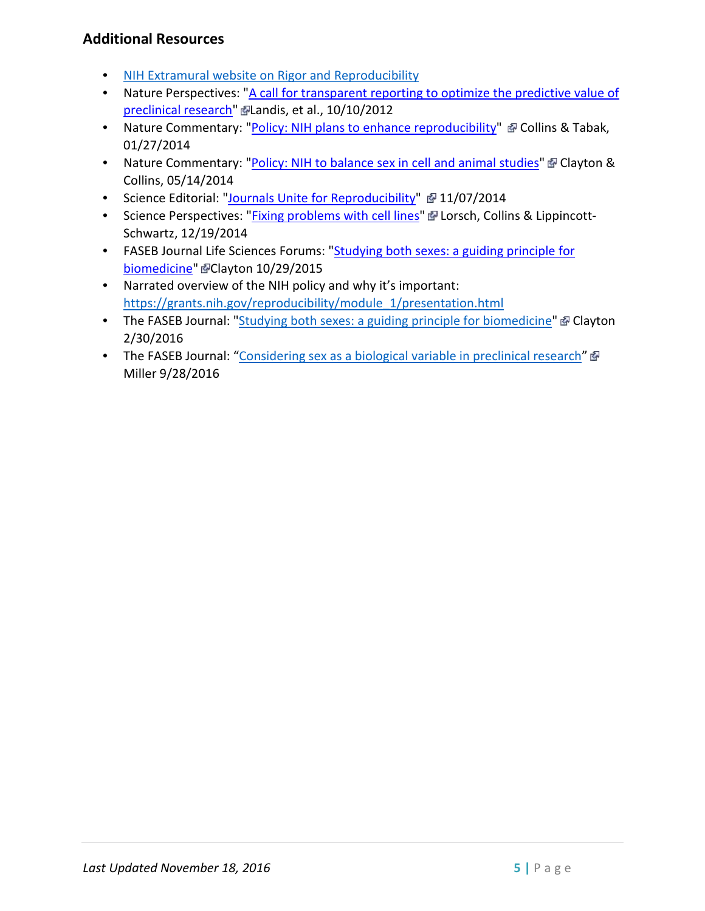## Additional Resources

- NIH Extramural website on Rigor and Reproducibility
- Nature Perspectives: "A call for transparent reporting to optimize the predictive value of preclinical research" Landis, et al., 10/10/2012
- Nature Commentary: "Policy: NIH plans to enhance reproducibility" Collins & Tabak, 01/27/2014
- Nature Commentary: "Policy: NIH to balance sex in cell and animal studies" Clayton & Collins, 05/14/2014
- Science Editorial: "Journals Unite for Reproducibility" 11/07/2014
- Science Perspectives: "Fixing problems with cell lines" Lorsch, Collins & Lippincott-Schwartz, 12/19/2014
- FASEB Journal Life Sciences Forums: "Studying both sexes: a guiding principle for biomedicine" Clayton 10/29/2015
- Narrated overview of the NIH policy and why it's important: https://grants.nih.gov/reproducibility/module_1/presentation.html
- The FASEB Journal: "Studying both sexes: a guiding principle for biomedicine" Clayton 2/30/2016
- The FASEB Journal: "Considering sex as a biological variable in preclinical research" Miller 9/28/2016

*Last Updated November 18, 2016*